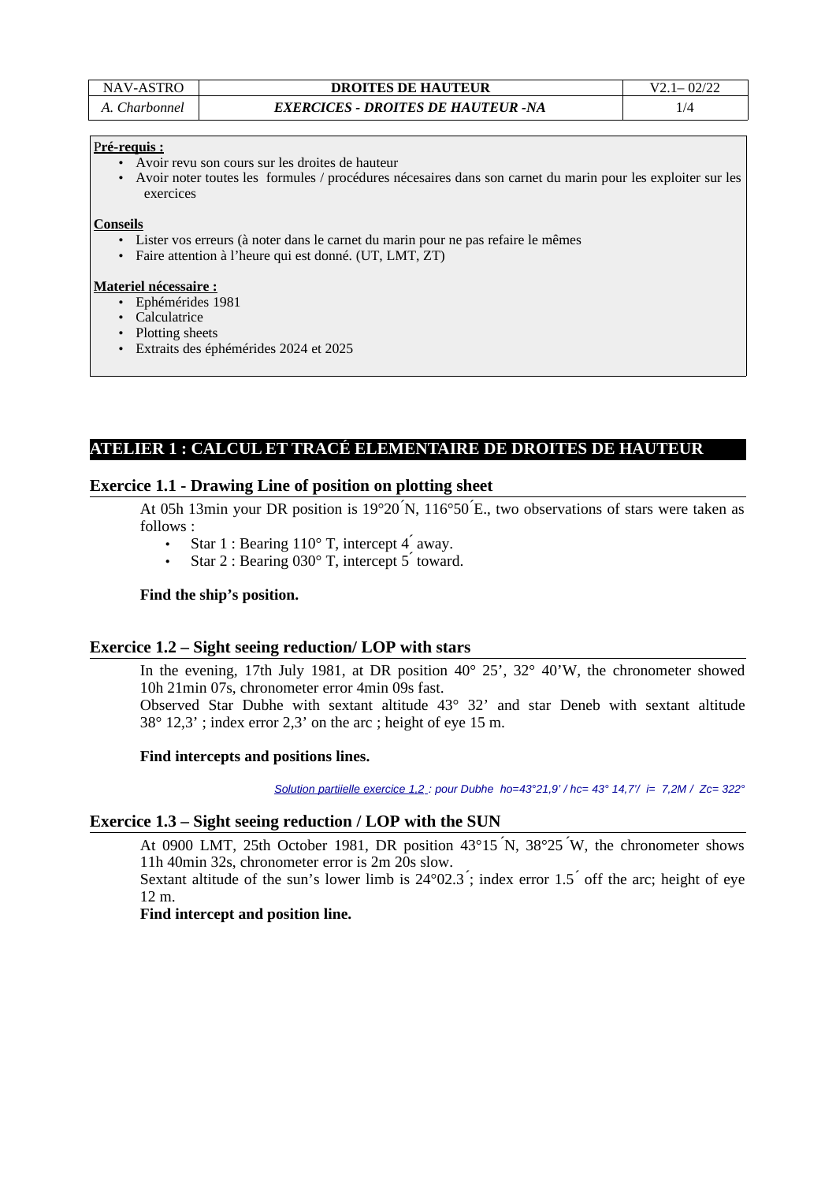| NAV-ASTRO | **DROITES DE HAUTEUR** | V2.1– 02/22 |
|---|---|---|
| *A. Charbonnel* | ***EXERCICES - DROITES DE HAUTEUR -NA*** | 1/4 |

**Pré-requis :**

- Avoir revu son cours sur les droites de hauteur
- Avoir noter toutes les formules / procédures nécesaires dans son carnet du marin pour les exploiter sur les exercices

**Conseils**

- Lister vos erreurs (à noter dans le carnet du marin pour ne pas refaire le mêmes
- Faire attention à l'heure qui est donné. (UT, LMT, ZT)

**Materiel nécessaire :**

- Ephémérides 1981
- Calculatrice
- Plotting sheets
- Extraits des éphémérides 2024 et 2025

## ATELIER 1 : CALCUL ET TRACÉ ELEMENTAIRE DE DROITES DE HAUTEUR

### Exercice 1.1 - Drawing Line of position on plotting sheet

At 05h 13min your DR position is 19°20´N, 116°50´E., two observations of stars were taken as follows :

- Star 1 : Bearing 110° T, intercept 4´ away.
- Star 2 : Bearing 030° T, intercept 5´ toward.

**Find the ship's position.**

### Exercice 1.2 – Sight seeing reduction/ LOP with stars

In the evening, 17th July 1981, at DR position 40° 25', 32° 40'W, the chronometer showed 10h 21min 07s, chronometer error 4min 09s fast.

Observed Star Dubhe with sextant altitude 43° 32' and star Deneb with sextant altitude 38° 12,3' ; index error 2,3' on the arc ; height of eye 15 m.

**Find intercepts and positions lines.**

*Solution partiielle exercice 1,2 : pour Dubhe ho=43°21,9' / hc= 43° 14,7'/ i= 7,2M / Zc= 322°*

### Exercice 1.3 – Sight seeing reduction / LOP with the SUN

At 0900 LMT, 25th October 1981, DR position 43°15´N, 38°25´W, the chronometer shows 11h 40min 32s, chronometer error is 2m 20s slow.

Sextant altitude of the sun's lower limb is 24°02.3´; index error 1.5´ off the arc; height of eye 12 m.

**Find intercept and position line.**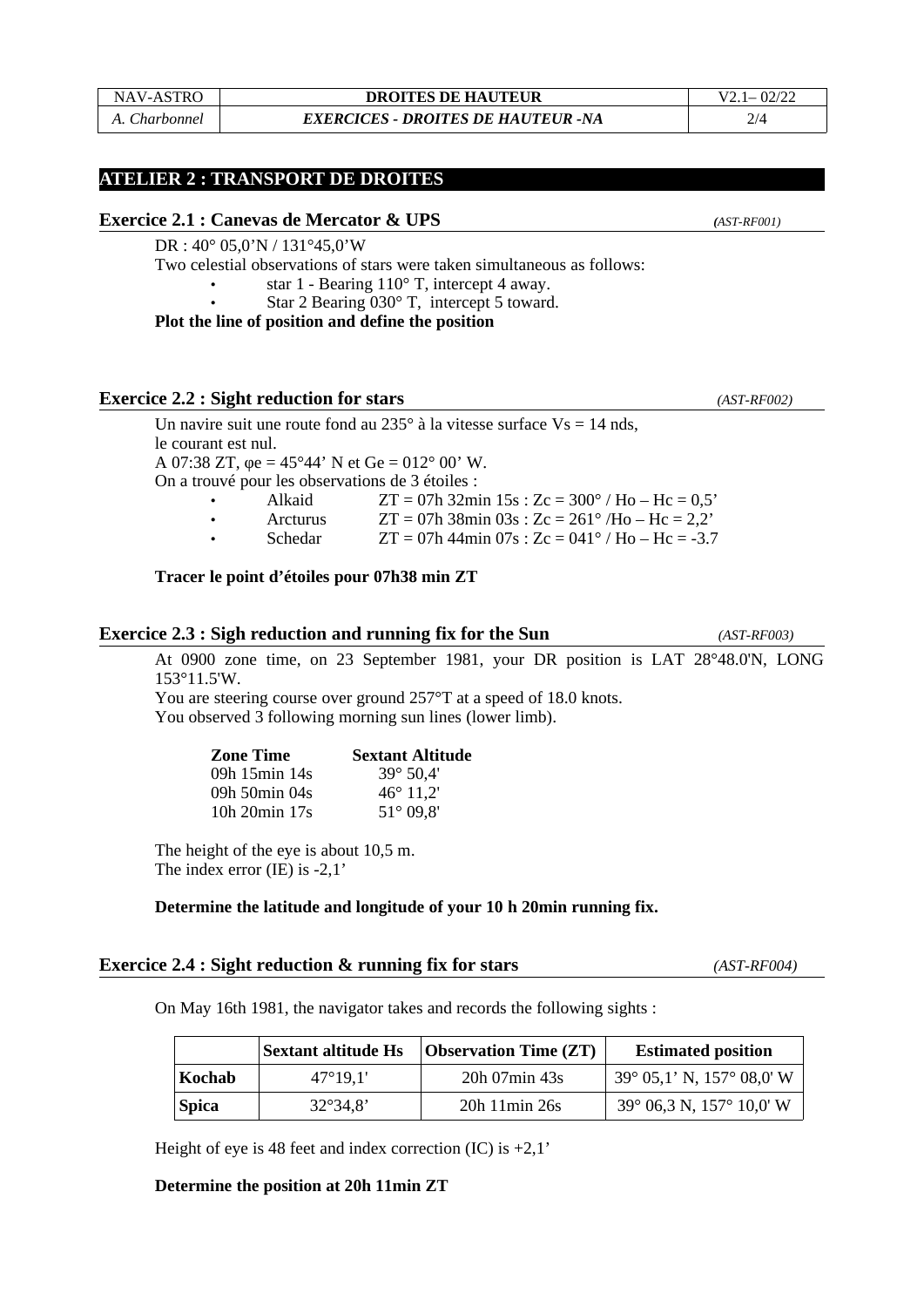## ATELIER 2 : TRANSPORT DE DROITES

### Exercice 2.1 : Canevas de Mercator & UPS *(AST-RF001)*

DR : 40° 05,0'N / 131°45,0'W

Two celestial observations of stars were taken simultaneous as follows:

- star 1 - Bearing 110° T, intercept 4 away.
- Star 2 Bearing 030° T, intercept 5 toward.

**Plot the line of position and define the position**

### Exercice 2.2 : Sight reduction for stars *(AST-RF002)*

Un navire suit une route fond au 235° à la vitesse surface Vs = 14 nds,
le courant est nul.
A 07:38 ZT, φe = 45°44' N et Ge = 012° 00' W.
On a trouvé pour les observations de 3 étoiles :

- Alkaid ZT = 07h 32min 15s : Zc = 300° / Ho – Hc = 0,5'
- Arcturus ZT = 07h 38min 03s : Zc = 261° /Ho – Hc = 2,2'
- Schedar ZT = 07h 44min 07s : Zc = 041° / Ho – Hc = -3.7

**Tracer le point d'étoiles pour 07h38 min ZT**

### Exercice 2.3 : Sigh reduction and running fix for the Sun *(AST-RF003)*

At 0900 zone time, on 23 September 1981, your DR position is LAT 28°48.0'N, LONG 153°11.5'W.
You are steering course over ground 257°T at a speed of 18.0 knots.
You observed 3 following morning sun lines (lower limb).

| Zone Time | Sextant Altitude |
|---|---|
| 09h 15min 14s | 39° 50,4' |
| 09h 50min 04s | 46° 11,2' |
| 10h 20min 17s | 51° 09,8' |

The height of the eye is about 10,5 m.
The index error (IE) is -2,1'

**Determine the latitude and longitude of your 10 h 20min running fix.**

### Exercice 2.4 : Sight reduction & running fix for stars *(AST-RF004)*

On May 16th 1981, the navigator takes and records the following sights :

| | Sextant altitude Hs | Observation Time (ZT) | Estimated position |
|---|---|---|---|
| **Kochab** | 47°19,1' | 20h 07min 43s | 39° 05,1' N, 157° 08,0' W |
| **Spica** | 32°34,8' | 20h 11min 26s | 39° 06,3 N, 157° 10,0' W |

Height of eye is 48 feet and index correction (IC) is +2,1'

**Determine the position at 20h 11min ZT**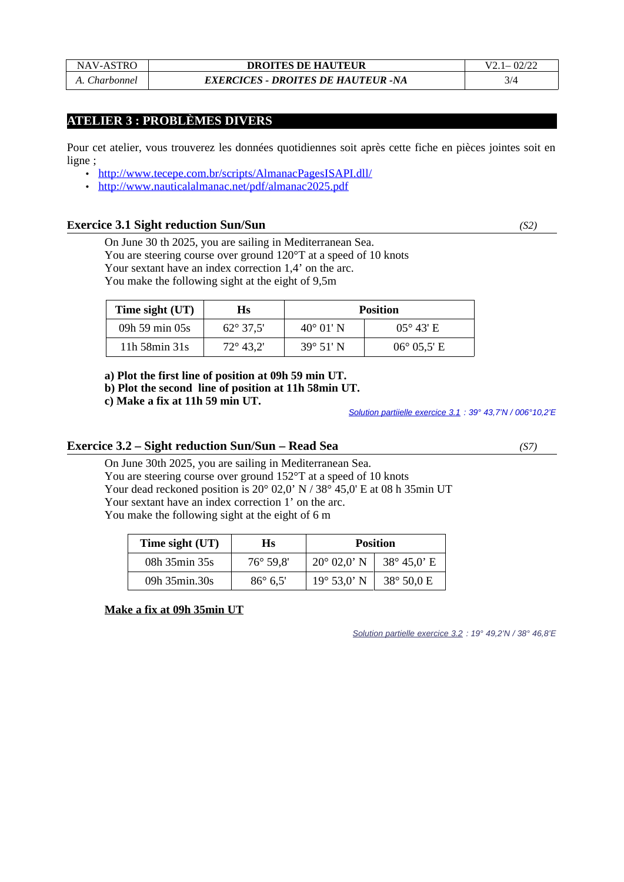## ATELIER 3 : PROBLÈMES DIVERS

Pour cet atelier, vous trouverez les données quotidiennes soit après cette fiche en pièces jointes soit en ligne ;

- http://www.tecepe.com.br/scripts/AlmanacPagesISAPI.dll/
- http://www.nauticalalmanac.net/pdf/almanac2025.pdf

### Exercice 3.1 Sight reduction Sun/Sun *(S2)*

On June 30 th 2025, you are sailing in Mediterranean Sea.
You are steering course over ground 120°T at a speed of 10 knots
Your sextant have an index correction 1,4' on the arc.
You make the following sight at the eight of 9,5m

| Time sight (UT) | Hs | Position | |
|---|---|---|---|
| 09h 59 min 05s | 62° 37,5' | 40° 01' N | 05° 43' E |
| 11h 58min 31s | 72° 43,2' | 39° 51' N | 06° 05,5' E |

**a) Plot the first line of position at 09h 59 min UT.**
**b) Plot the second line of position at 11h 58min UT.**
**c) Make a fix at 11h 59 min UT.**

*Solution partiielle exercice 3.1 : 39° 43,7'N / 006°10,2'E*

### Exercice 3.2 – Sight reduction Sun/Sun – Read Sea *(S7)*

On June 30th 2025, you are sailing in Mediterranean Sea.
You are steering course over ground 152°T at a speed of 10 knots
Your dead reckoned position is 20° 02,0' N / 38° 45,0' E at 08 h 35min UT
Your sextant have an index correction 1' on the arc.
You make the following sight at the eight of 6 m

| Time sight (UT) | Hs | Position | |
|---|---|---|---|
| 08h 35min 35s | 76° 59,8' | 20° 02,0' N | 38° 45,0' E |
| 09h 35min.30s | 86° 6,5' | 19° 53,0' N | 38° 50,0 E |

**Make a fix at 09h 35min UT**

*Solution partielle exercice 3.2 : 19° 49,2'N / 38° 46,8'E*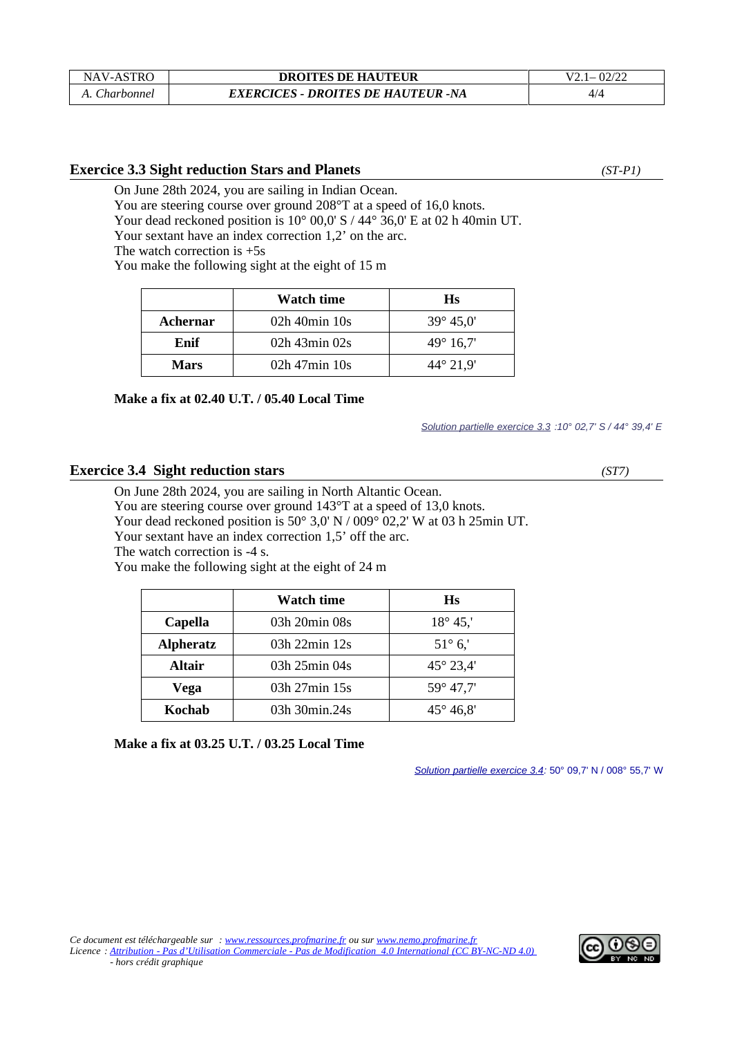## Exercice 3.3 Sight reduction Stars and Planets *(ST-P1)*

On June 28th 2024, you are sailing in Indian Ocean.
You are steering course over ground 208°T at a speed of 16,0 knots.
Your dead reckoned position is 10° 00,0' S / 44° 36,0' E at 02 h 40min UT.
Your sextant have an index correction 1,2' on the arc.
The watch correction is +5s
You make the following sight at the eight of 15 m

| | Watch time | Hs |
|---|---|---|
| **Achernar** | 02h 40min 10s | 39° 45,0' |
| **Enif** | 02h 43min 02s | 49° 16,7' |
| **Mars** | 02h 47min 10s | 44° 21,9' |

**Make a fix at 02.40 U.T. / 05.40 Local Time**

*Solution partielle exercice 3.3 :10° 02,7' S / 44° 39,4' E*

## Exercice 3.4 Sight reduction stars *(ST7)*

On June 28th 2024, you are sailing in North Altantic Ocean.
You are steering course over ground 143°T at a speed of 13,0 knots.
Your dead reckoned position is 50° 3,0' N / 009° 02,2' W at 03 h 25min UT.
Your sextant have an index correction 1,5' off the arc.
The watch correction is -4 s.
You make the following sight at the eight of 24 m

| | Watch time | Hs |
|---|---|---|
| **Capella** | 03h 20min 08s | 18° 45,' |
| **Alpheratz** | 03h 22min 12s | 51° 6,' |
| **Altair** | 03h 25min 04s | 45° 23,4' |
| **Vega** | 03h 27min 15s | 59° 47,7' |
| **Kochab** | 03h 30min.24s | 45° 46,8' |

**Make a fix at 03.25 U.T. / 03.25 Local Time**

*Solution partielle exercice 3.4:* 50° 09,7' N / 008° 55,7' W

*Ce document est téléchargeable sur : www.ressources.profmarine.fr ou sur www.nemo.profmarine.fr*
*Licence : Attribution - Pas d'Utilisation Commerciale - Pas de Modification 4.0 International (CC BY-NC-ND 4.0) - hors crédit graphique*